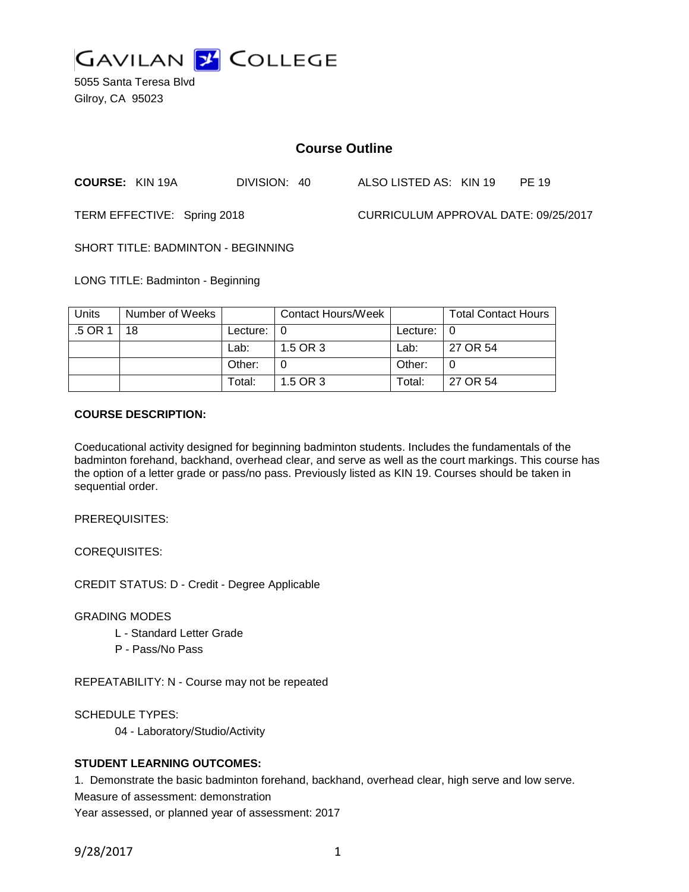# GAVILAN COLLEGE

5055 Santa Teresa Blvd
Gilroy, CA 95023

## Course Outline

**COURSE:** KIN 19A DIVISION: 40 ALSO LISTED AS: KIN 19 PE 19

TERM EFFECTIVE: Spring 2018 CURRICULUM APPROVAL DATE: 09/25/2017

SHORT TITLE: BADMINTON - BEGINNING

LONG TITLE: Badminton - Beginning

| Units | Number of Weeks | | Contact Hours/Week | | Total Contact Hours |
|---|---|---|---|---|---|
| .5 OR 1 | 18 | Lecture: | 0 | Lecture: | 0 |
| | | Lab: | 1.5 OR 3 | Lab: | 27 OR 54 |
| | | Other: | 0 | Other: | 0 |
| | | Total: | 1.5 OR 3 | Total: | 27 OR 54 |

**COURSE DESCRIPTION:**

Coeducational activity designed for beginning badminton students. Includes the fundamentals of the badminton forehand, backhand, overhead clear, and serve as well as the court markings. This course has the option of a letter grade or pass/no pass. Previously listed as KIN 19. Courses should be taken in sequential order.

PREREQUISITES:

COREQUISITES:

CREDIT STATUS: D - Credit - Degree Applicable

GRADING MODES

L - Standard Letter Grade
P - Pass/No Pass

REPEATABILITY: N - Course may not be repeated

SCHEDULE TYPES:

04 - Laboratory/Studio/Activity

**STUDENT LEARNING OUTCOMES:**

1. Demonstrate the basic badminton forehand, backhand, overhead clear, high serve and low serve.
Measure of assessment: demonstration
Year assessed, or planned year of assessment: 2017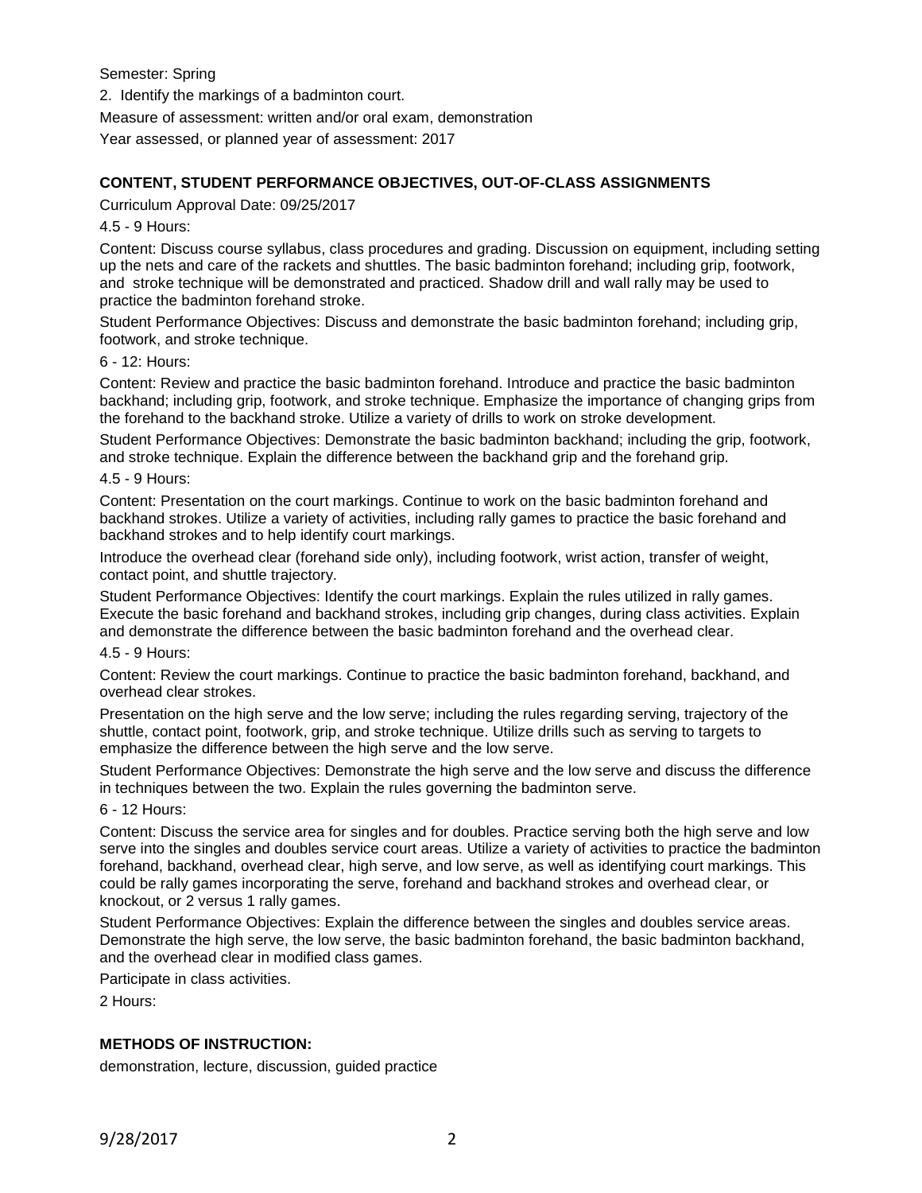Semester: Spring

2. Identify the markings of a badminton court.

Measure of assessment: written and/or oral exam, demonstration

Year assessed, or planned year of assessment: 2017

## CONTENT, STUDENT PERFORMANCE OBJECTIVES, OUT-OF-CLASS ASSIGNMENTS

Curriculum Approval Date: 09/25/2017

4.5 - 9 Hours:

Content: Discuss course syllabus, class procedures and grading. Discussion on equipment, including setting up the nets and care of the rackets and shuttles. The basic badminton forehand; including grip, footwork, and stroke technique will be demonstrated and practiced. Shadow drill and wall rally may be used to practice the badminton forehand stroke.

Student Performance Objectives: Discuss and demonstrate the basic badminton forehand; including grip, footwork, and stroke technique.

6 - 12: Hours:

Content: Review and practice the basic badminton forehand. Introduce and practice the basic badminton backhand; including grip, footwork, and stroke technique. Emphasize the importance of changing grips from the forehand to the backhand stroke. Utilize a variety of drills to work on stroke development.

Student Performance Objectives: Demonstrate the basic badminton backhand; including the grip, footwork, and stroke technique. Explain the difference between the backhand grip and the forehand grip.

4.5 - 9 Hours:

Content: Presentation on the court markings. Continue to work on the basic badminton forehand and backhand strokes. Utilize a variety of activities, including rally games to practice the basic forehand and backhand strokes and to help identify court markings.

Introduce the overhead clear (forehand side only), including footwork, wrist action, transfer of weight, contact point, and shuttle trajectory.

Student Performance Objectives: Identify the court markings. Explain the rules utilized in rally games. Execute the basic forehand and backhand strokes, including grip changes, during class activities. Explain and demonstrate the difference between the basic badminton forehand and the overhead clear.

4.5 - 9 Hours:

Content: Review the court markings. Continue to practice the basic badminton forehand, backhand, and overhead clear strokes.

Presentation on the high serve and the low serve; including the rules regarding serving, trajectory of the shuttle, contact point, footwork, grip, and stroke technique. Utilize drills such as serving to targets to emphasize the difference between the high serve and the low serve.

Student Performance Objectives: Demonstrate the high serve and the low serve and discuss the difference in techniques between the two. Explain the rules governing the badminton serve.

6 - 12 Hours:

Content: Discuss the service area for singles and for doubles. Practice serving both the high serve and low serve into the singles and doubles service court areas. Utilize a variety of activities to practice the badminton forehand, backhand, overhead clear, high serve, and low serve, as well as identifying court markings. This could be rally games incorporating the serve, forehand and backhand strokes and overhead clear, or knockout, or 2 versus 1 rally games.

Student Performance Objectives: Explain the difference between the singles and doubles service areas. Demonstrate the high serve, the low serve, the basic badminton forehand, the basic badminton backhand, and the overhead clear in modified class games.

Participate in class activities.

2 Hours:

## METHODS OF INSTRUCTION:

demonstration, lecture, discussion, guided practice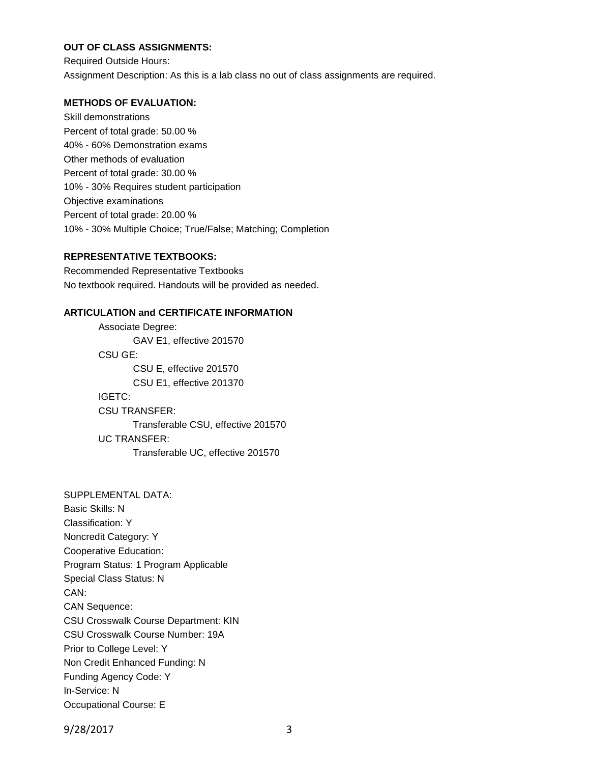**OUT OF CLASS ASSIGNMENTS:**

Required Outside Hours:

Assignment Description: As this is a lab class no out of class assignments are required.

**METHODS OF EVALUATION:**

Skill demonstrations

Percent of total grade: 50.00 %

40% - 60% Demonstration exams

Other methods of evaluation

Percent of total grade: 30.00 %

10% - 30% Requires student participation

Objective examinations

Percent of total grade: 20.00 %

10% - 30% Multiple Choice; True/False; Matching; Completion

**REPRESENTATIVE TEXTBOOKS:**

Recommended Representative Textbooks

No textbook required. Handouts will be provided as needed.

**ARTICULATION and CERTIFICATE INFORMATION**

- Associate Degree:
  - GAV E1, effective 201570
- CSU GE:
  - CSU E, effective 201570
  - CSU E1, effective 201370
- IGETC:
- CSU TRANSFER:
  - Transferable CSU, effective 201570
- UC TRANSFER:
  - Transferable UC, effective 201570

SUPPLEMENTAL DATA:

Basic Skills: N

Classification: Y

Noncredit Category: Y

Cooperative Education:

Program Status: 1 Program Applicable

Special Class Status: N

CAN:

CAN Sequence:

CSU Crosswalk Course Department: KIN

CSU Crosswalk Course Number: 19A

Prior to College Level: Y

Non Credit Enhanced Funding: N

Funding Agency Code: Y

In-Service: N

Occupational Course: E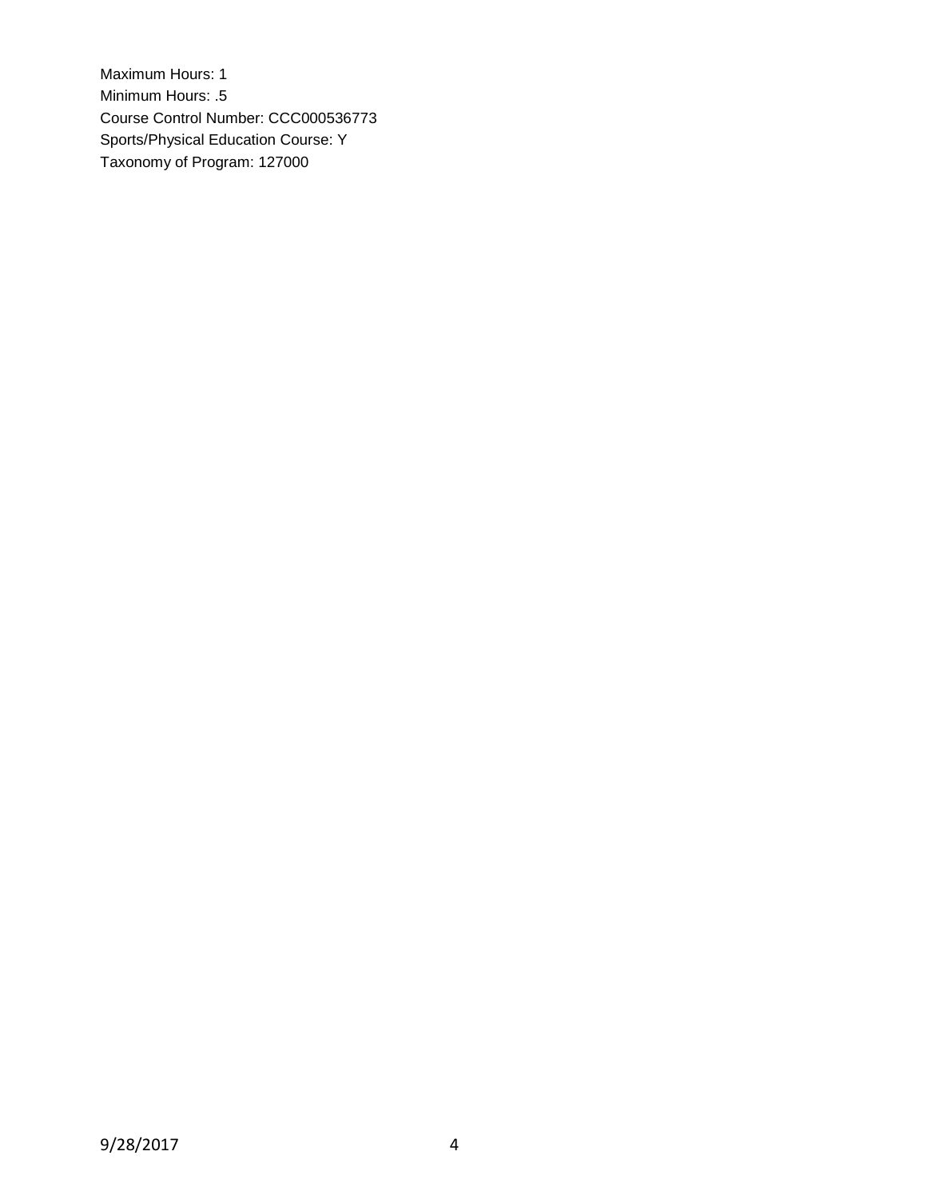Maximum Hours: 1
Minimum Hours: .5
Course Control Number: CCC000536773
Sports/Physical Education Course: Y
Taxonomy of Program: 127000